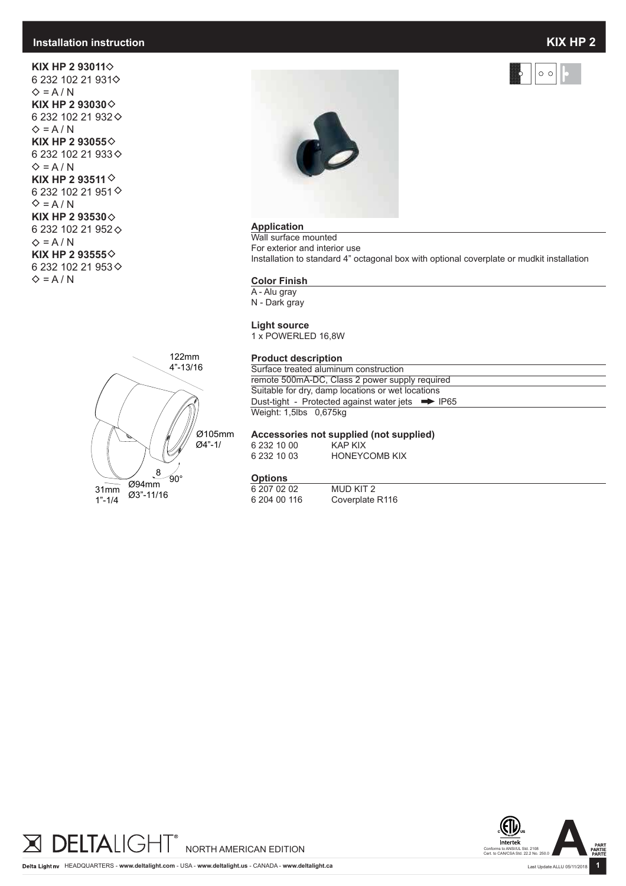## Installation instruction

# KIX HP 2

**KIX HP 2 93011◇**
6 232 102 21 931◇
◇ = A / N
**KIX HP 2 93030◇**
6 232 102 21 932◇
◇ = A / N
**KIX HP 2 93055◇**
6 232 102 21 933◇
◇ = A / N
**KIX HP 2 93511◇**
6 232 102 21 951◇
◇ = A / N
**KIX HP 2 93530◇**
6 232 102 21 952◇
◇ = A / N
**KIX HP 2 93555◇**
6 232 102 21 953◇
◇ = A / N

122mm
4"-13/16
Ø105mm
Ø4"-1/
8
90°
Ø94mm
Ø3"-11/16
31mm
1"-1/4

### Application

Wall surface mounted
For exterior and interior use
Installation to standard 4" octagonal box with optional coverplate or mudkit installation

### Color Finish

A - Alu gray
N - Dark gray

### Light source

1 x POWERLED 16,8W

### Product description

Surface treated aluminum construction
remote 500mA-DC, Class 2 power supply required
Suitable for dry, damp locations or wet locations
Dust-tight - Protected against water jets ➡ IP65
Weight: 1,5lbs 0,675kg

### Accessories not supplied (not supplied)

| | |
|---|---|
| 6 232 10 00 | KAP KIX |
| 6 232 10 03 | HONEYCOMB KIX |

### Options

| | |
|---|---|
| 6 207 02 02 | MUD KIT 2 |
| 6 204 00 116 | Coverplate R116 |

DELTALIGHT® NORTH AMERICAN EDITION

Intertek
Conforms to ANSI/UL Std. 2108
Cert. to CAN/CSA Std. 22.2 No. 250.0

A PART PARTIE PARTE

Delta Light nv HEADQUARTERS - www.deltalight.com - USA - www.deltalight.us - CANADA - www.deltalight.ca

Last Update ALLU 05/11/2018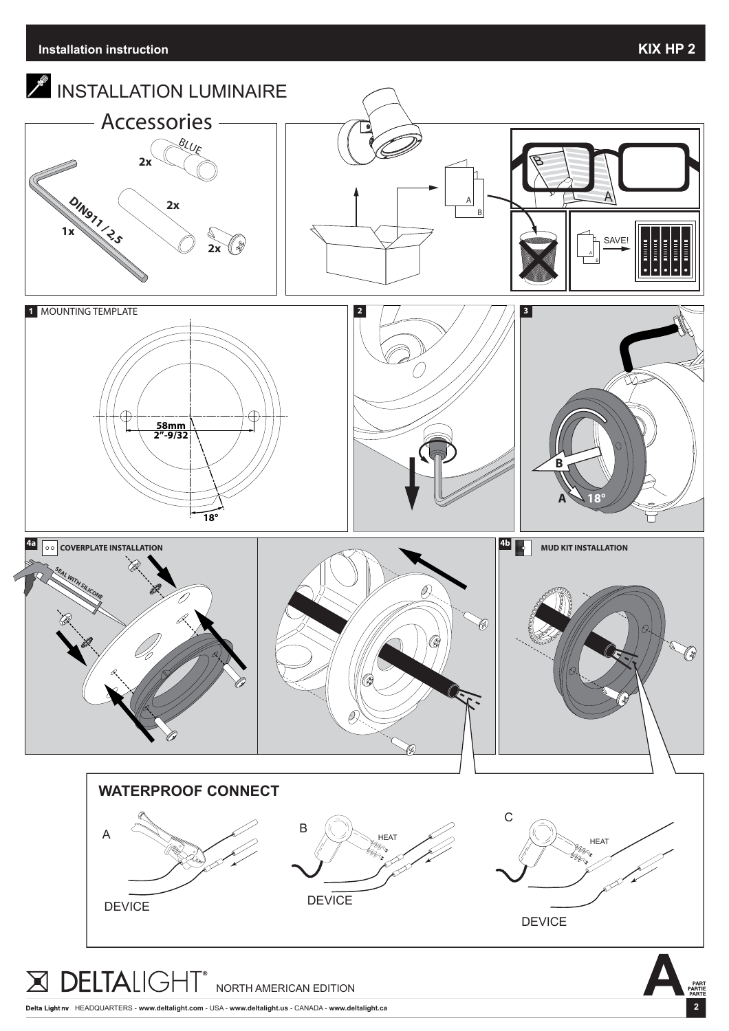# INSTALLATION LUMINAIRE

## Accessories

BLUE

2x

2x

2x

DIN911 / 2,5

1x

SAVE!

A

B

## 1 MOUNTING TEMPLATE

58mm
2"-9/32

18°

## 2

## 3

B

A 18°

## 4a COVERPLATE INSTALLATION

SEAL WITH SILICONE

## 4b MUD KIT INSTALLATION

## WATERPROOF CONNECT

A

DEVICE

B

HEAT

DEVICE

C

HEAT

DEVICE

NORTH AMERICAN EDITION

A PART PARTIE PARTE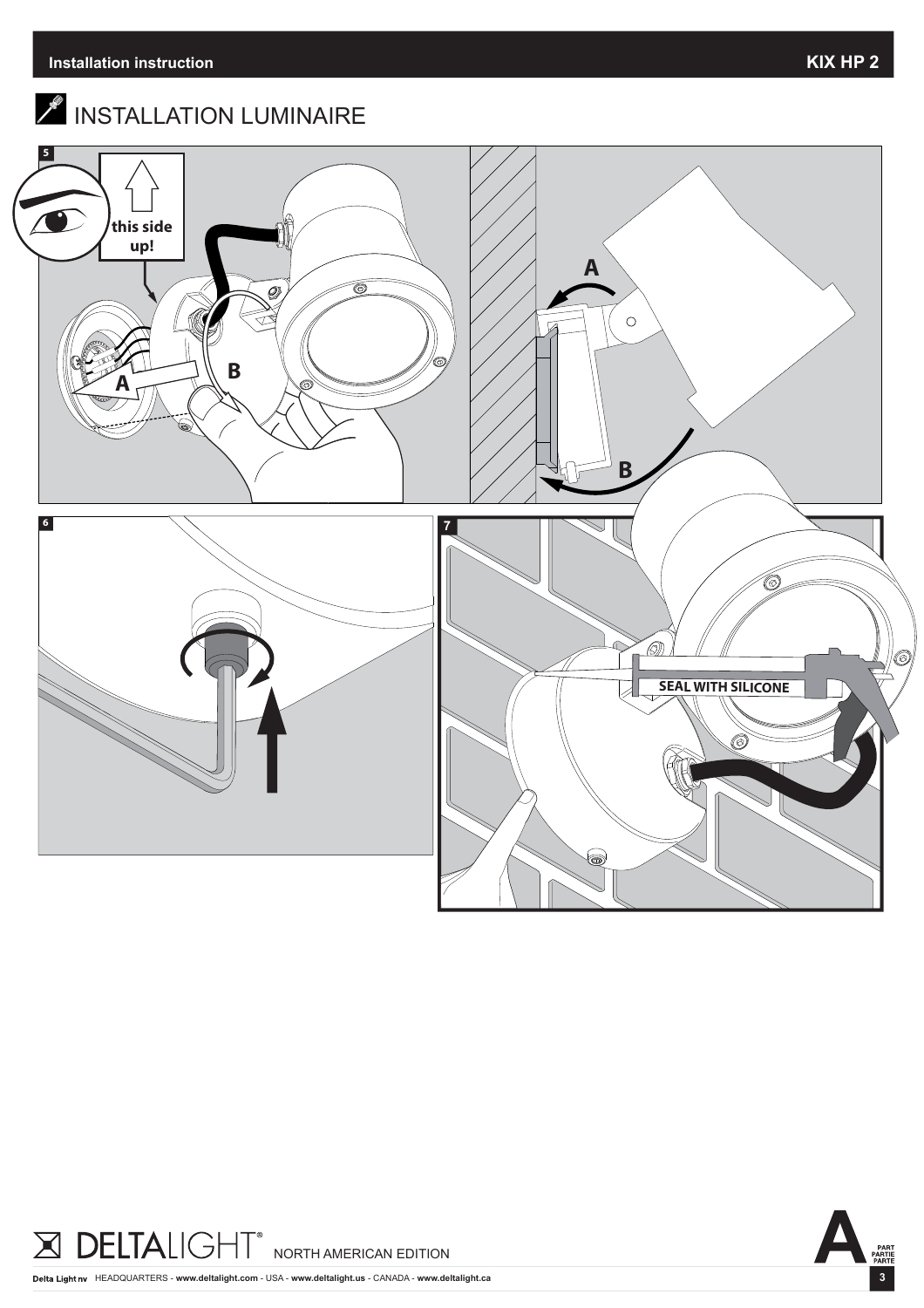# INSTALLATION LUMINAIRE

5

this side up!

A

B

A

B

6

7

SEAL WITH SILICONE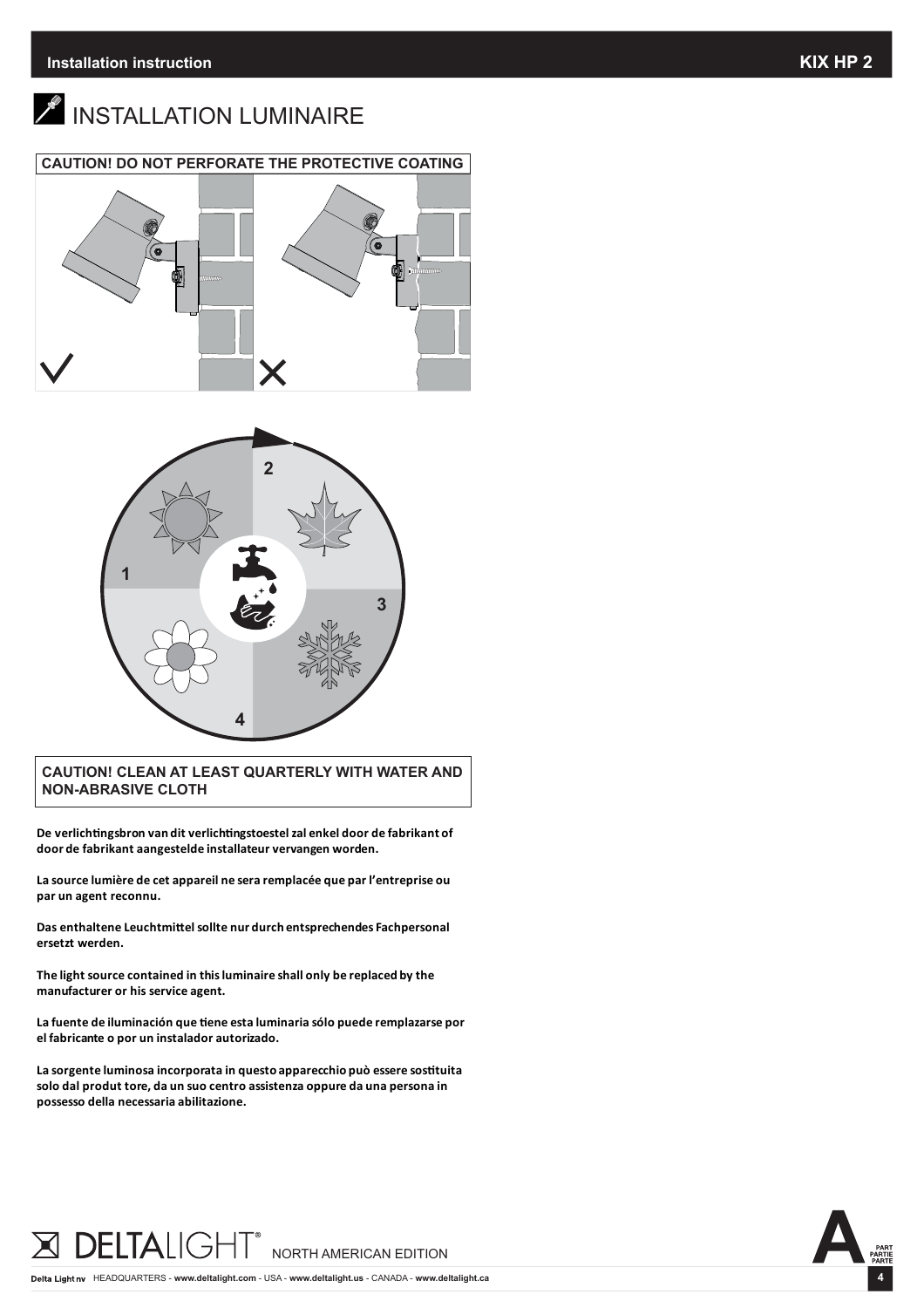# INSTALLATION LUMINAIRE

**CAUTION! DO NOT PERFORATE THE PROTECTIVE COATING**

2

1

3

4

**CAUTION! CLEAN AT LEAST QUARTERLY WITH WATER AND NON-ABRASIVE CLOTH**

**De verlichtingsbron van dit verlichtingstoestel zal enkel door de fabrikant of door de fabrikant aangestelde installateur vervangen worden.**

**La source lumière de cet appareil ne sera remplacée que par l'entreprise ou par un agent reconnu.**

**Das enthaltene Leuchtmittel sollte nur durch entsprechendes Fachpersonal ersetzt werden.**

**The light source contained in this luminaire shall only be replaced by the manufacturer or his service agent.**

**La fuente de iluminación que tiene esta luminaria sólo puede remplazarse por el fabricante o por un instalador autorizado.**

**La sorgente luminosa incorporata in questo apparecchio può essere sostituita solo dal produt tore, da un suo centro assistenza oppure da una persona in possesso della necessaria abilitazione.**